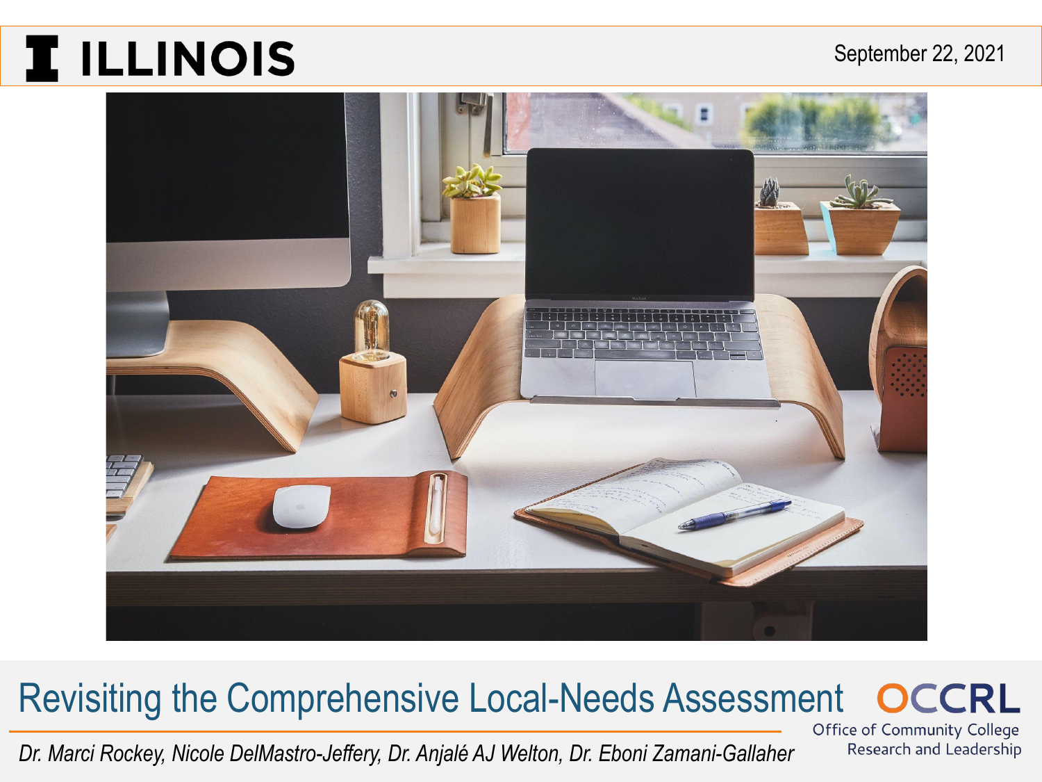ILLINOIS

September 22, 2021

# Revisiting the Comprehensive Local-Needs Assessment

*Dr. Marci Rockey, Nicole DelMastro-Jeffery, Dr. Anjalé AJ Welton, Dr. Eboni Zamani-Gallaher*

OCCRL
Office of Community College Research and Leadership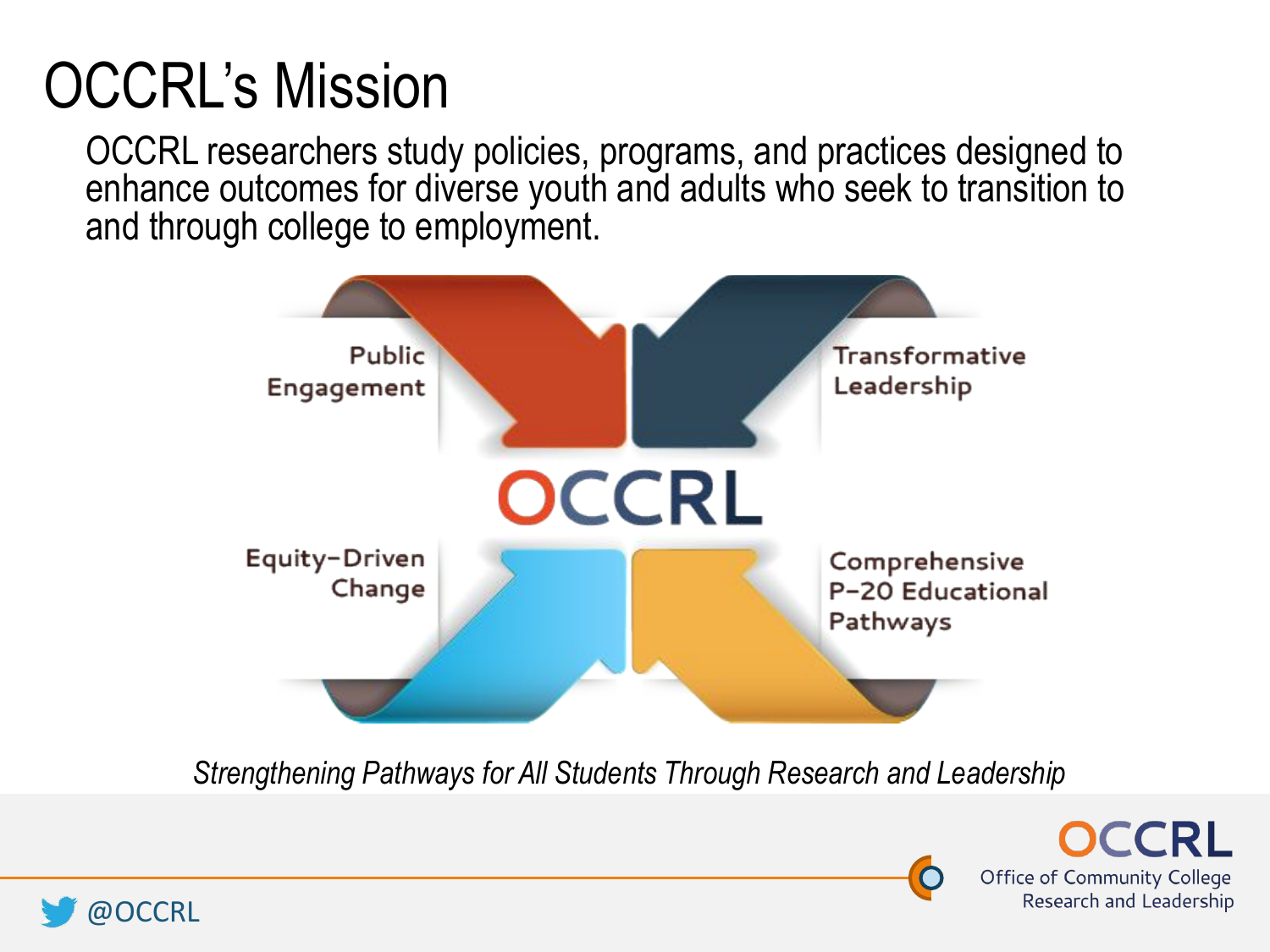# OCCRL's Mission

OCCRL researchers study policies, programs, and practices designed to enhance outcomes for diverse youth and adults who seek to transition to and through college to employment.

Public Engagement

Transformative Leadership

OCCRL

Equity-Driven Change

Comprehensive P-20 Educational Pathways

*Strengthening Pathways for All Students Through Research and Leadership*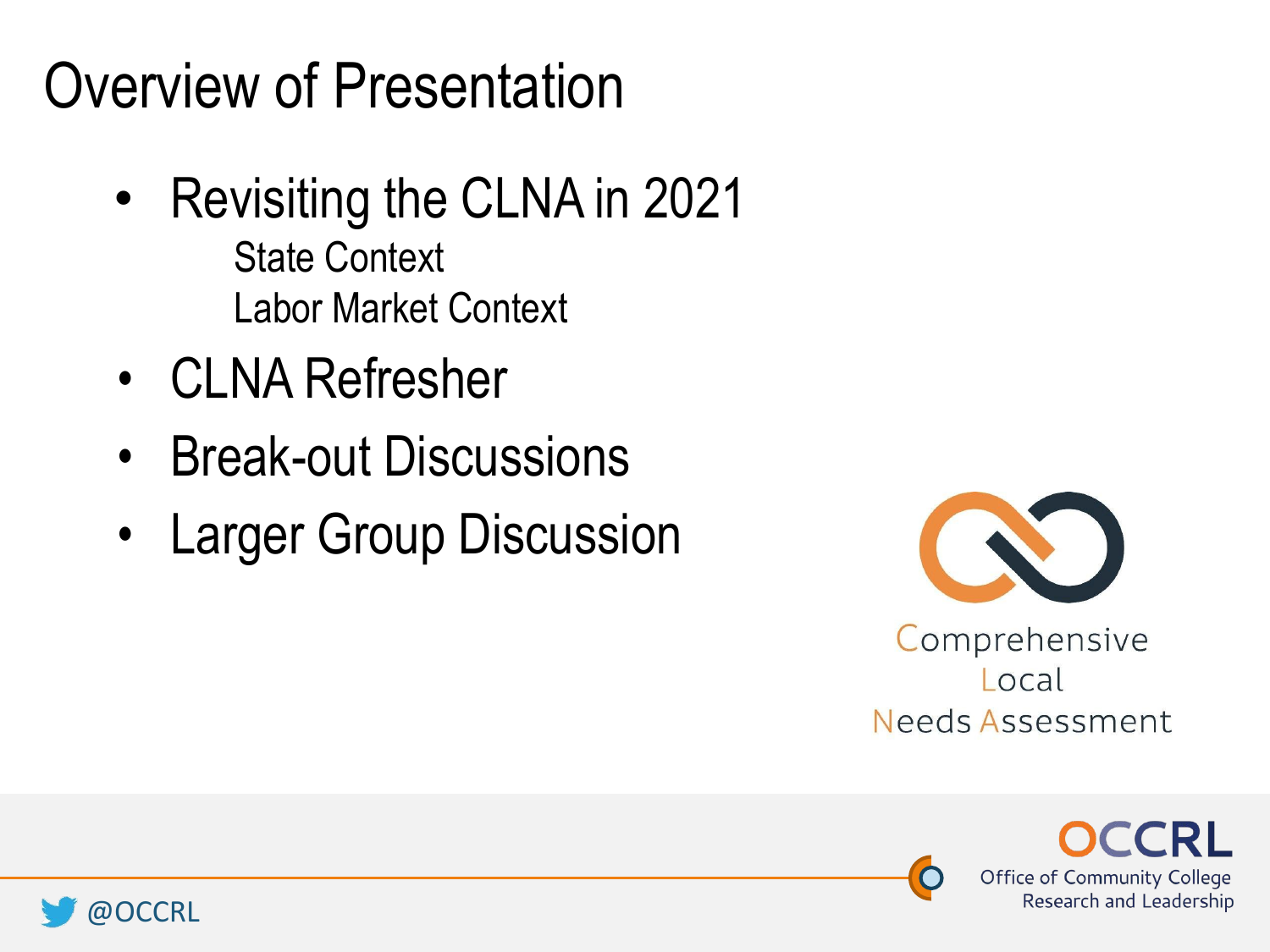# Overview of Presentation

- Revisiting the CLNA in 2021
  - State Context
  - Labor Market Context
- CLNA Refresher
- Break-out Discussions
- Larger Group Discussion

Comprehensive Local Needs Assessment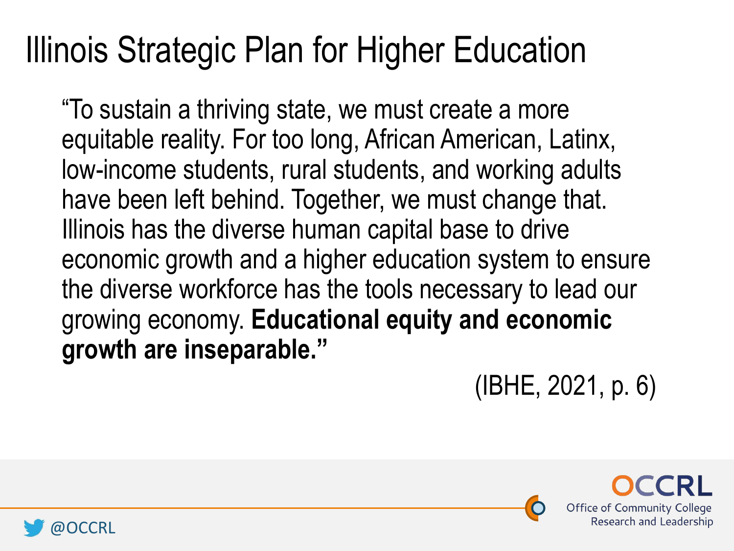# Illinois Strategic Plan for Higher Education

"To sustain a thriving state, we must create a more equitable reality. For too long, African American, Latinx, low-income students, rural students, and working adults have been left behind. Together, we must change that. Illinois has the diverse human capital base to drive economic growth and a higher education system to ensure the diverse workforce has the tools necessary to lead our growing economy. **Educational equity and economic growth are inseparable."**

(IBHE, 2021, p. 6)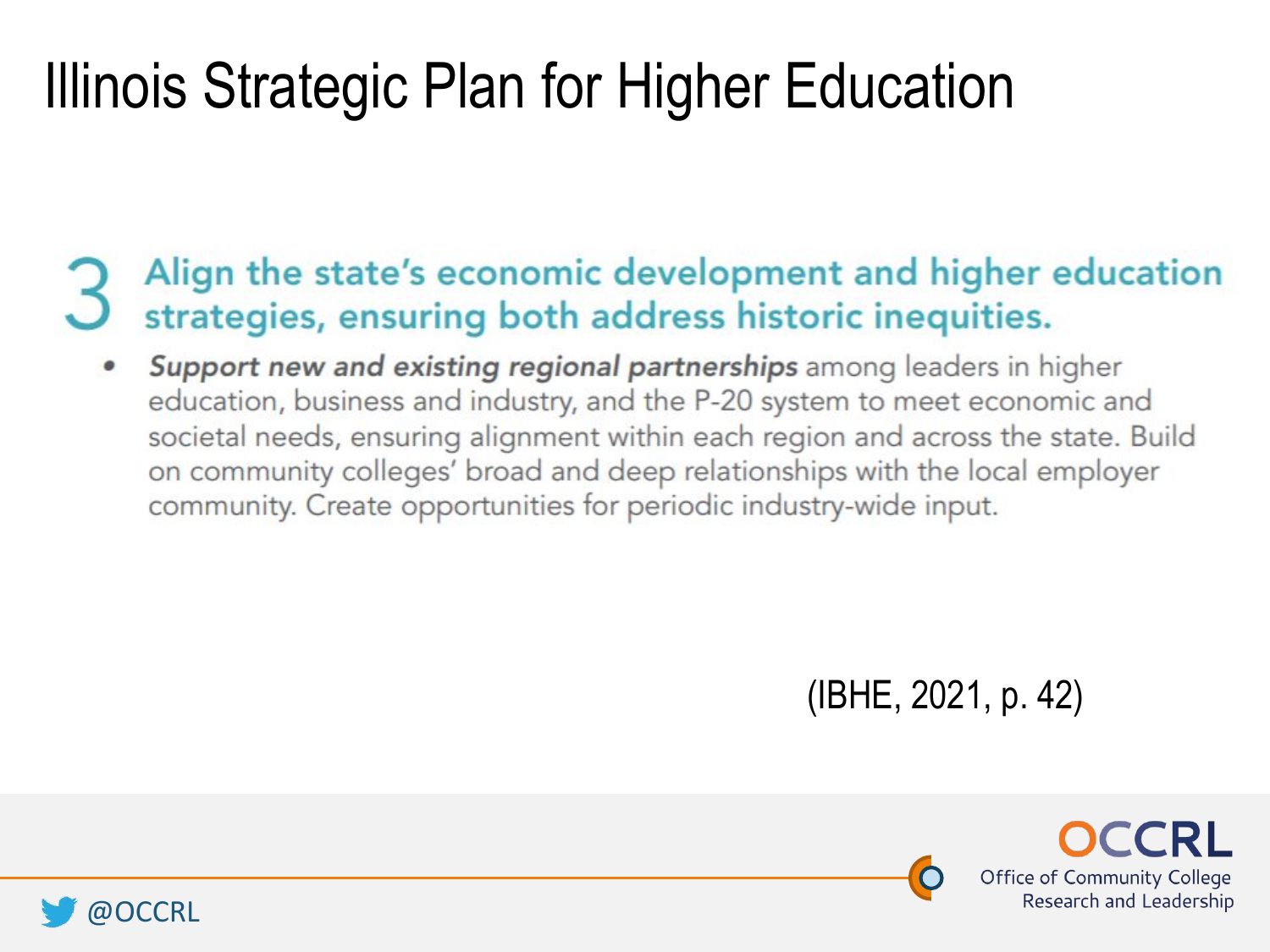# Illinois Strategic Plan for Higher Education

## 3 Align the state's economic development and higher education strategies, ensuring both address historic inequities.

- ***Support new and existing regional partnerships*** among leaders in higher education, business and industry, and the P-20 system to meet economic and societal needs, ensuring alignment within each region and across the state. Build on community colleges' broad and deep relationships with the local employer community. Create opportunities for periodic industry-wide input.

(IBHE, 2021, p. 42)

@OCCRL

OCCRL Office of Community College Research and Leadership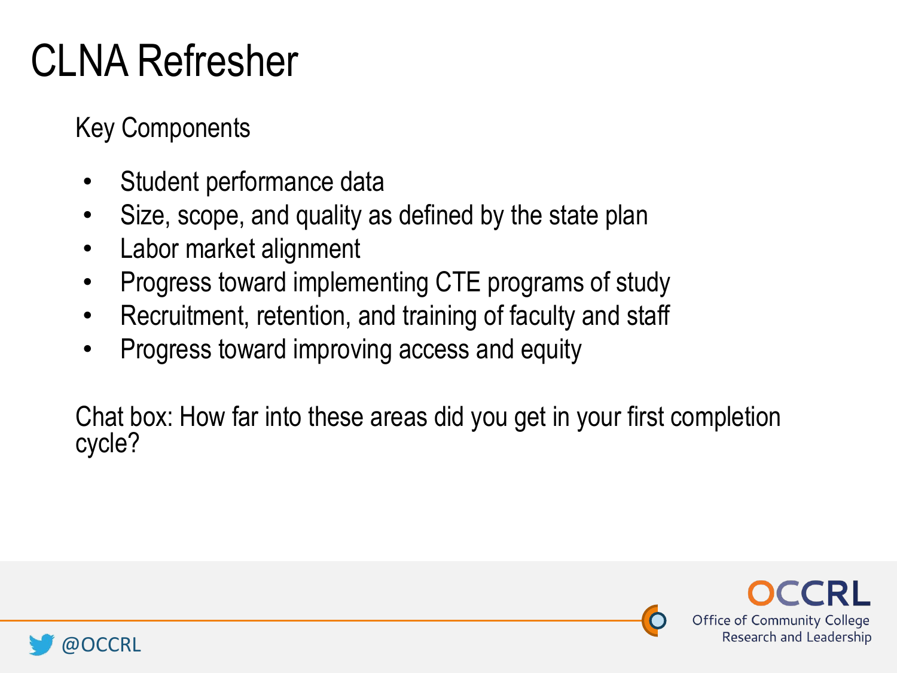# CLNA Refresher

Key Components

- Student performance data
- Size, scope, and quality as defined by the state plan
- Labor market alignment
- Progress toward implementing CTE programs of study
- Recruitment, retention, and training of faculty and staff
- Progress toward improving access and equity

Chat box: How far into these areas did you get in your first completion cycle?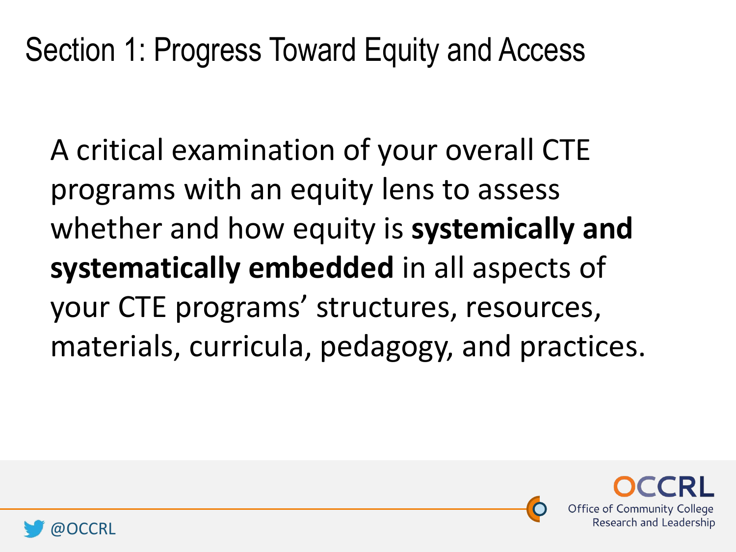# Section 1: Progress Toward Equity and Access

A critical examination of your overall CTE programs with an equity lens to assess whether and how equity is **systemically and systematically embedded** in all aspects of your CTE programs' structures, resources, materials, curricula, pedagogy, and practices.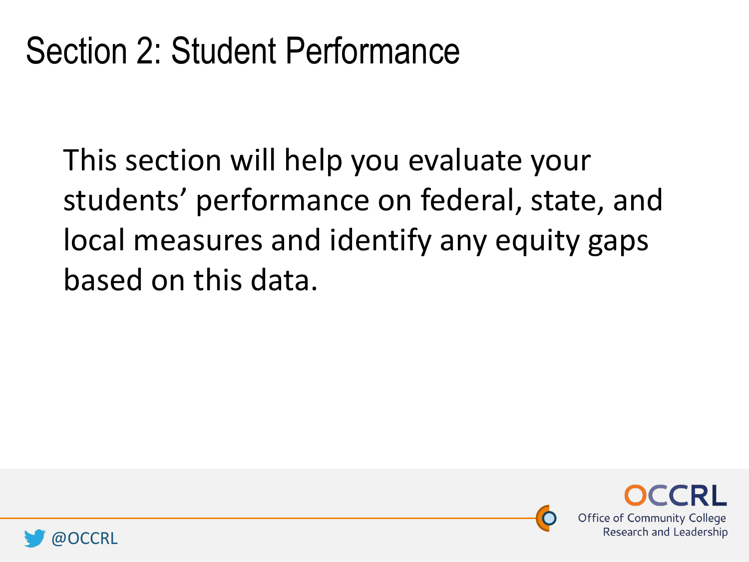# Section 2: Student Performance

This section will help you evaluate your students' performance on federal, state, and local measures and identify any equity gaps based on this data.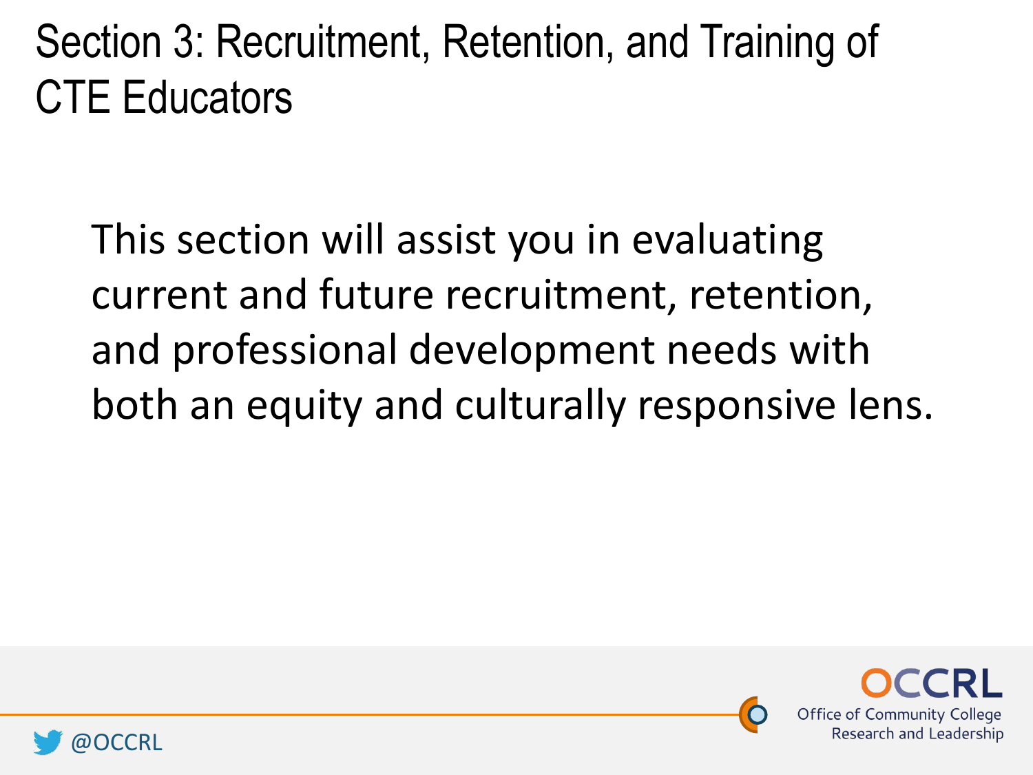# Section 3: Recruitment, Retention, and Training of CTE Educators

This section will assist you in evaluating current and future recruitment, retention, and professional development needs with both an equity and culturally responsive lens.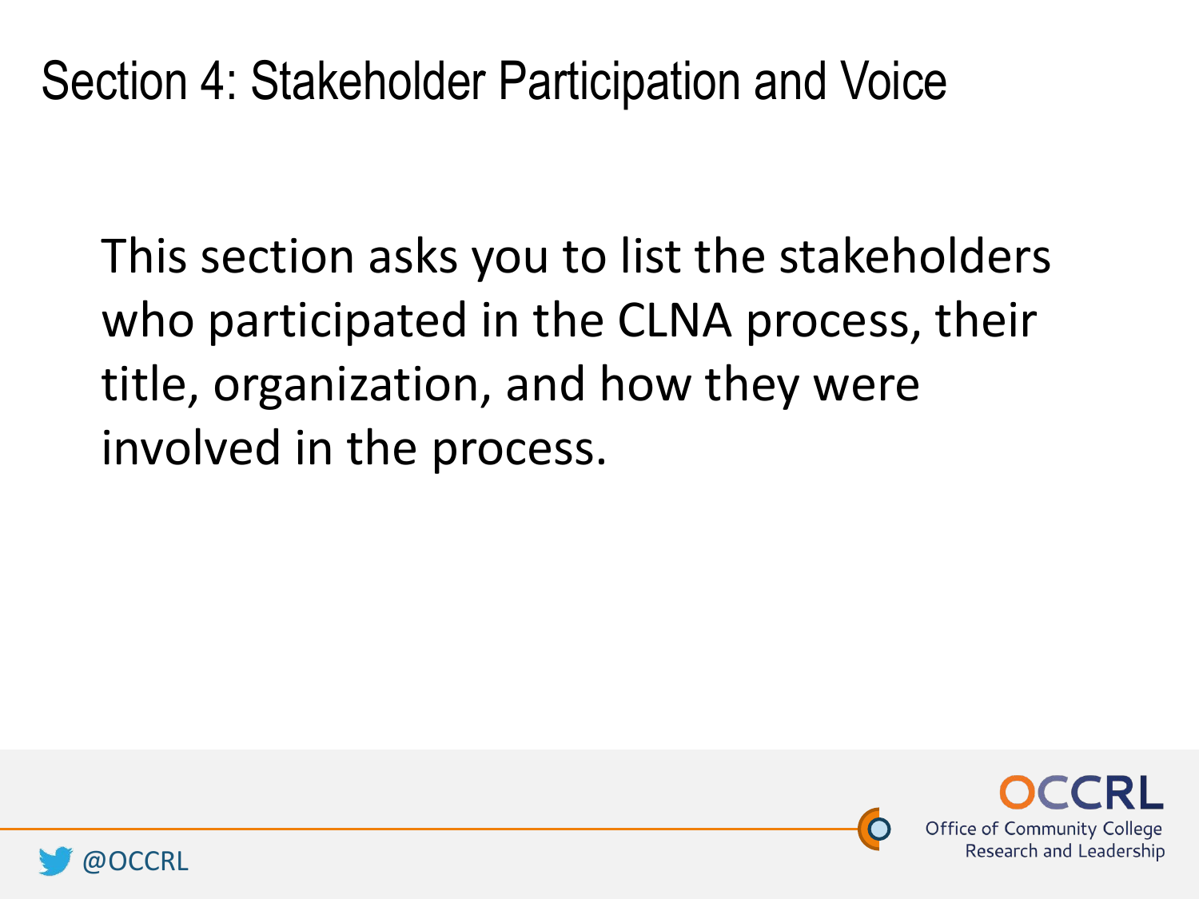# Section 4: Stakeholder Participation and Voice

This section asks you to list the stakeholders who participated in the CLNA process, their title, organization, and how they were involved in the process.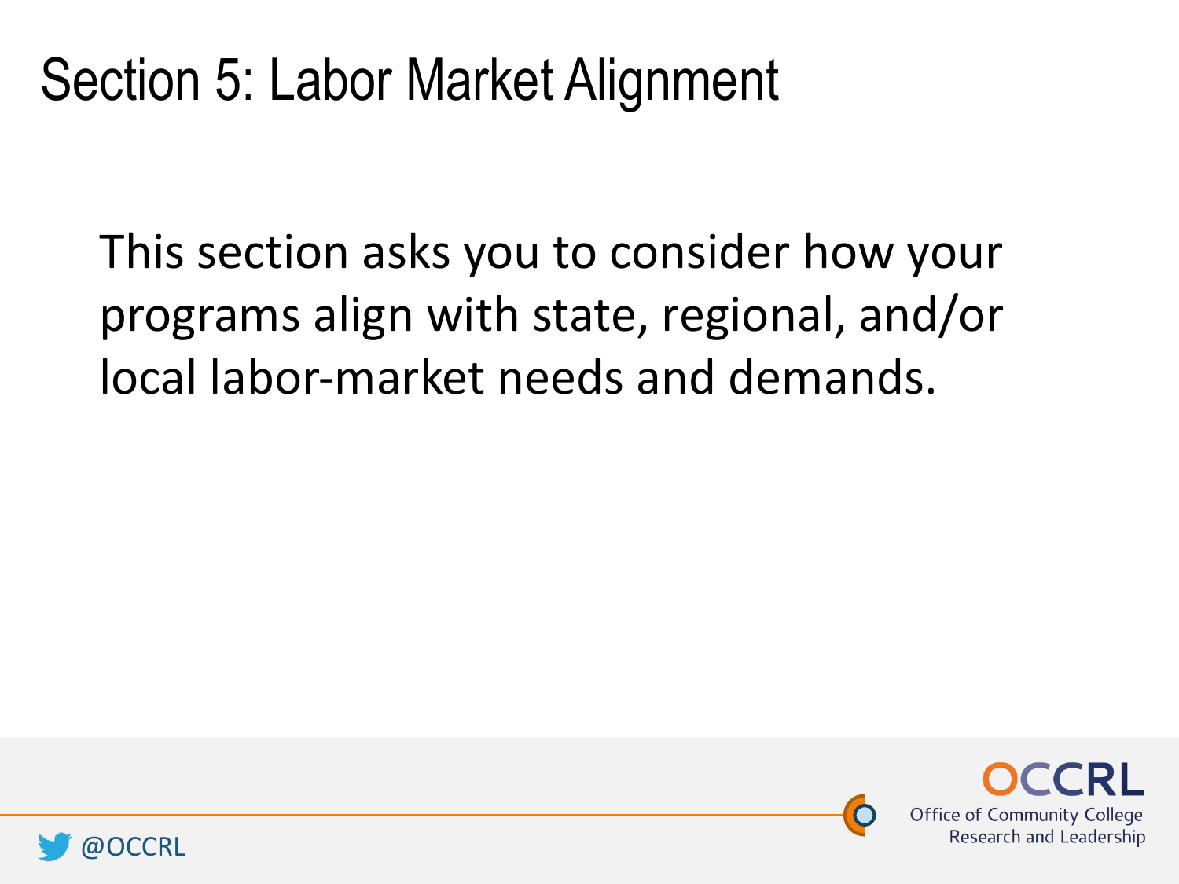# Section 5: Labor Market Alignment

This section asks you to consider how your programs align with state, regional, and/or local labor-market needs and demands.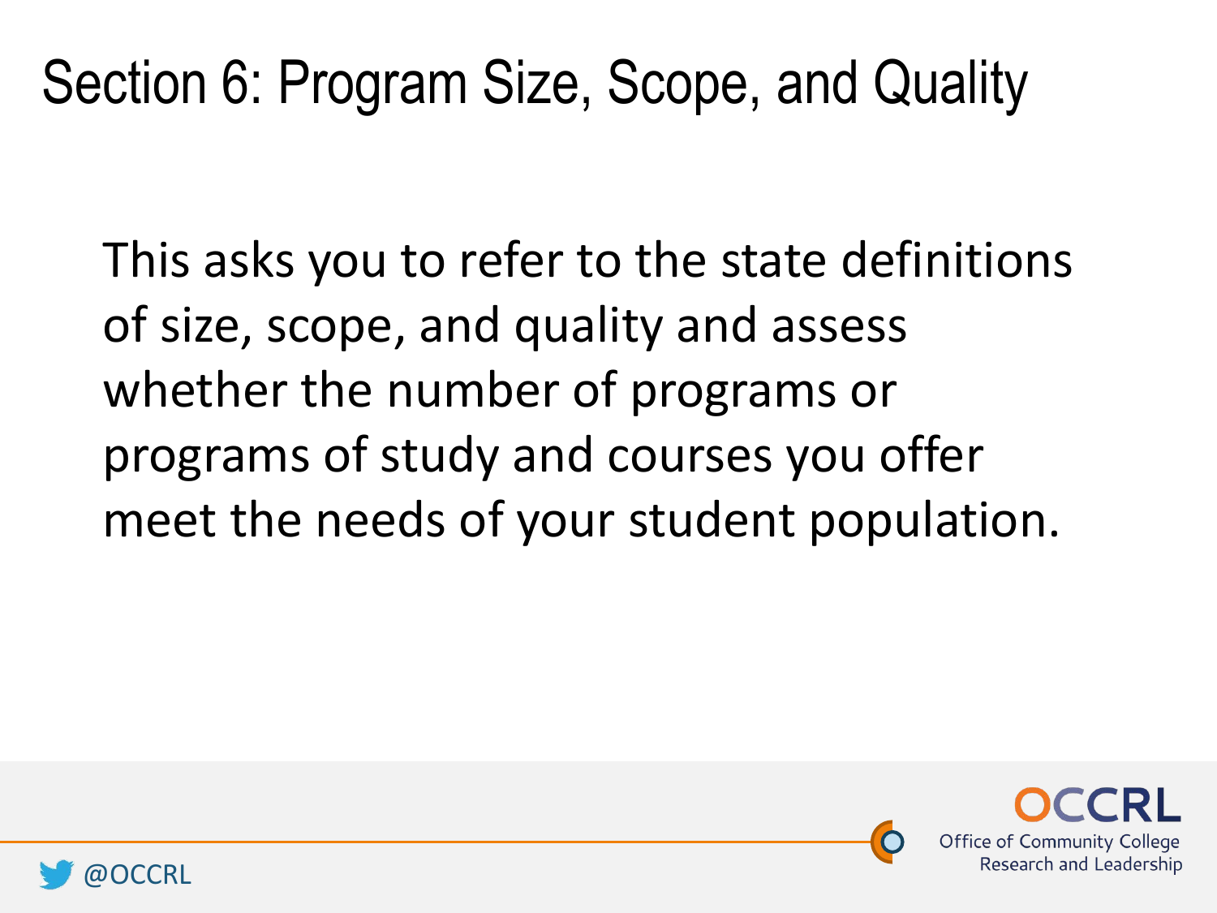# Section 6: Program Size, Scope, and Quality

This asks you to refer to the state definitions of size, scope, and quality and assess whether the number of programs or programs of study and courses you offer meet the needs of your student population.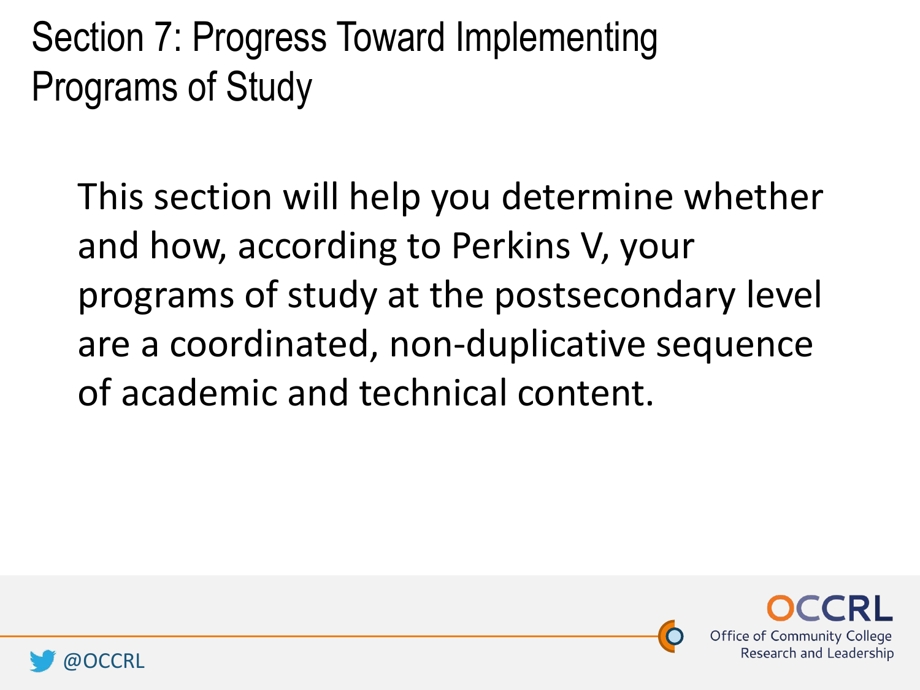# Section 7: Progress Toward Implementing Programs of Study

This section will help you determine whether and how, according to Perkins V, your programs of study at the postsecondary level are a coordinated, non-duplicative sequence of academic and technical content.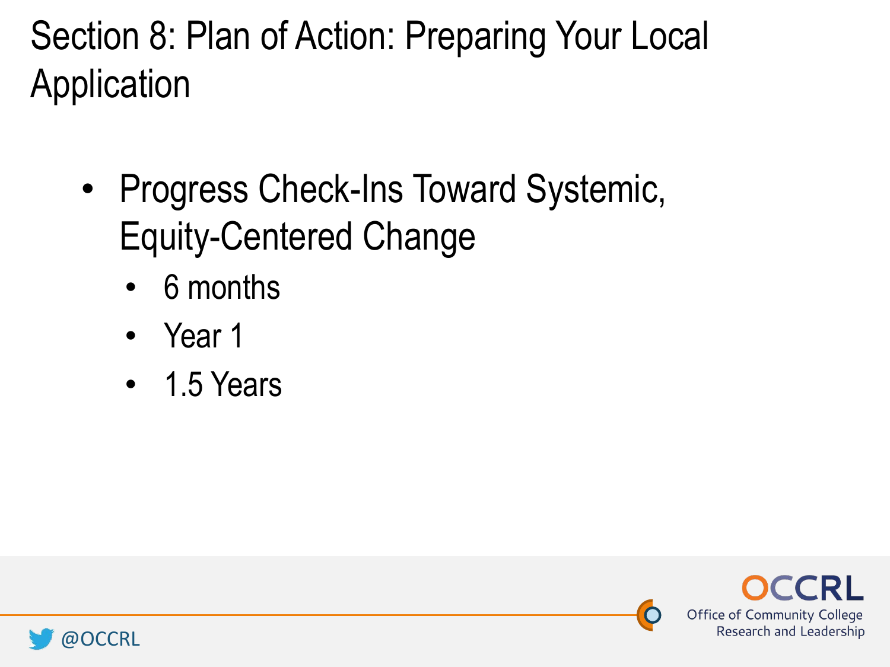# Section 8: Plan of Action: Preparing Your Local Application

- Progress Check-Ins Toward Systemic, Equity-Centered Change
  - 6 months
  - Year 1
  - 1.5 Years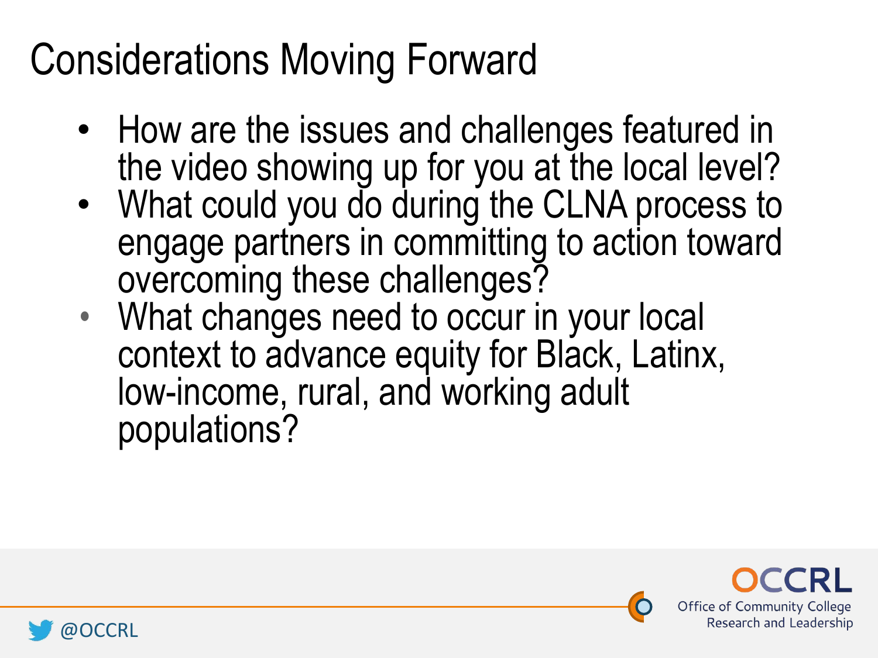# Considerations Moving Forward

- How are the issues and challenges featured in the video showing up for you at the local level?
- What could you do during the CLNA process to engage partners in committing to action toward overcoming these challenges?
- What changes need to occur in your local context to advance equity for Black, Latinx, low-income, rural, and working adult populations?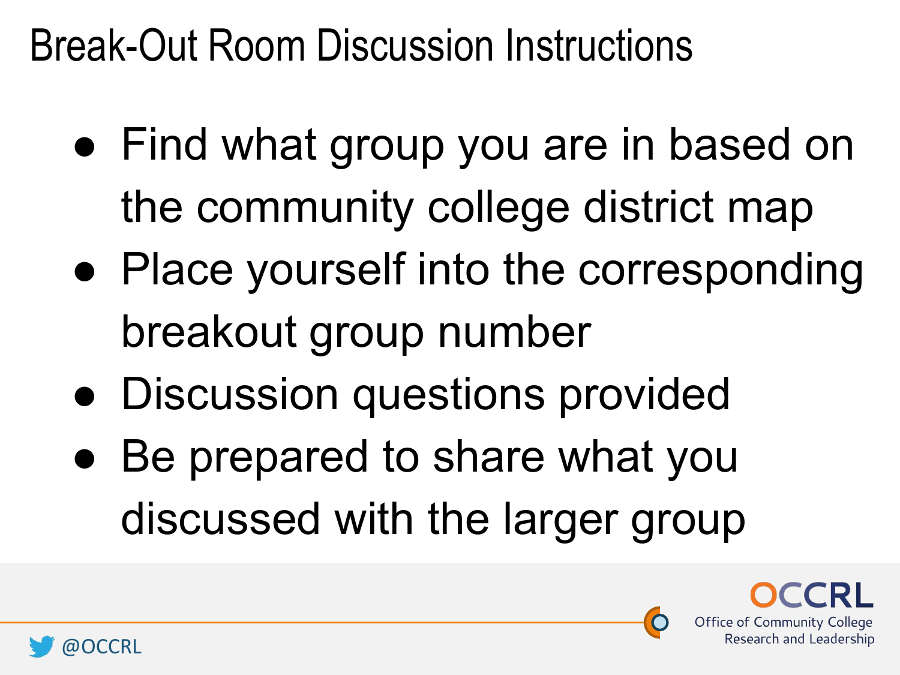# Break-Out Room Discussion Instructions

- Find what group you are in based on the community college district map
- Place yourself into the corresponding breakout group number
- Discussion questions provided
- Be prepared to share what you discussed with the larger group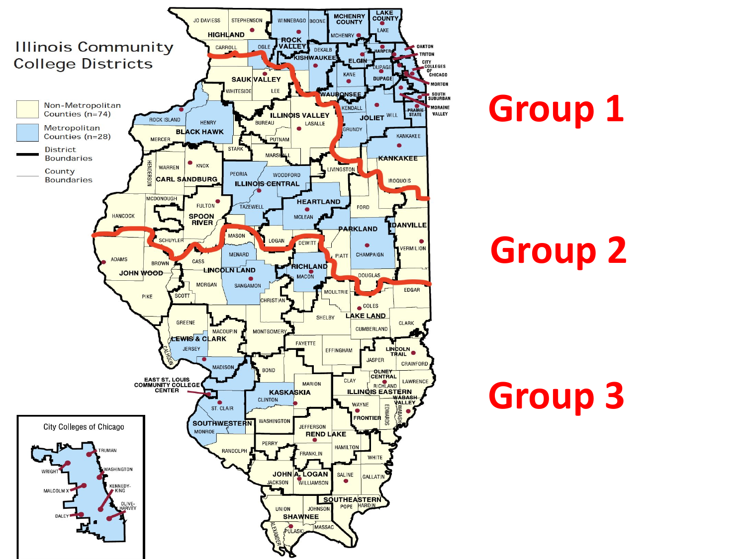# Illinois Community College Districts

- Non-Metropolitan Counties (n=74)
- Metropolitan Counties (n=28)
- District Boundaries
- County Boundaries

**Group 1**

**Group 2**

**Group 3**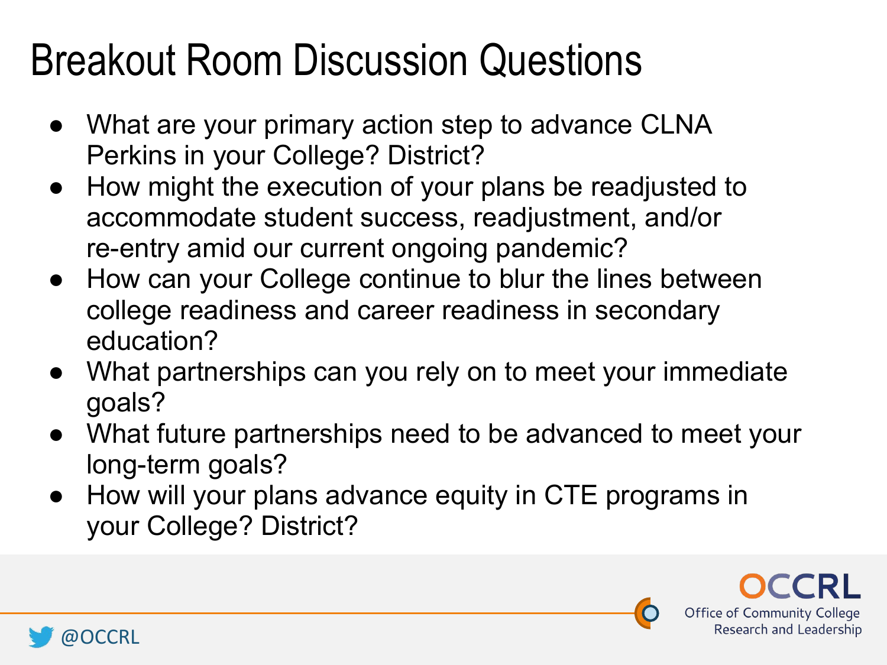# Breakout Room Discussion Questions

- What are your primary action step to advance CLNA Perkins in your College? District?
- How might the execution of your plans be readjusted to accommodate student success, readjustment, and/or re-entry amid our current ongoing pandemic?
- How can your College continue to blur the lines between college readiness and career readiness in secondary education?
- What partnerships can you rely on to meet your immediate goals?
- What future partnerships need to be advanced to meet your long-term goals?
- How will your plans advance equity in CTE programs in your College? District?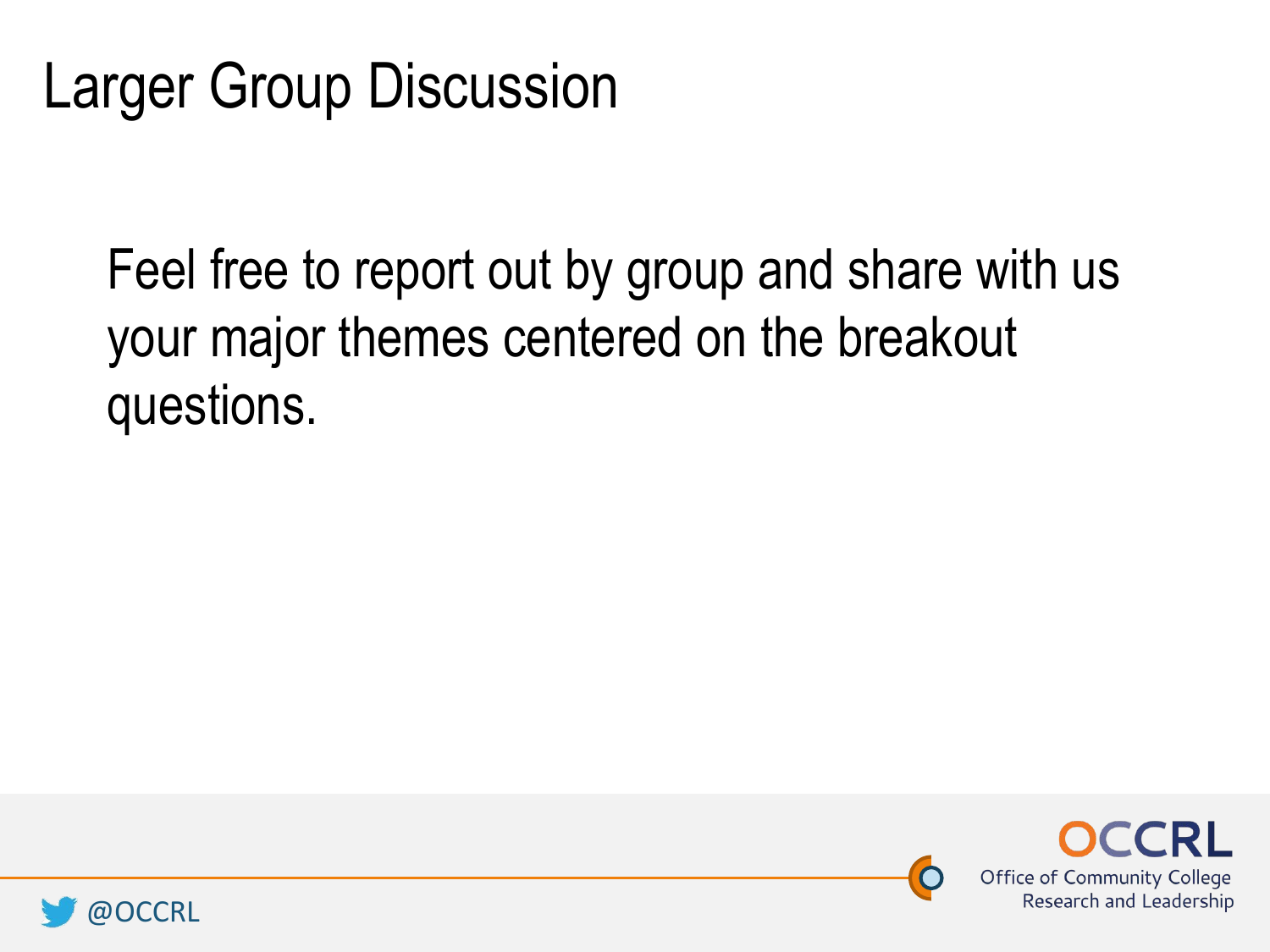# Larger Group Discussion

Feel free to report out by group and share with us your major themes centered on the breakout questions.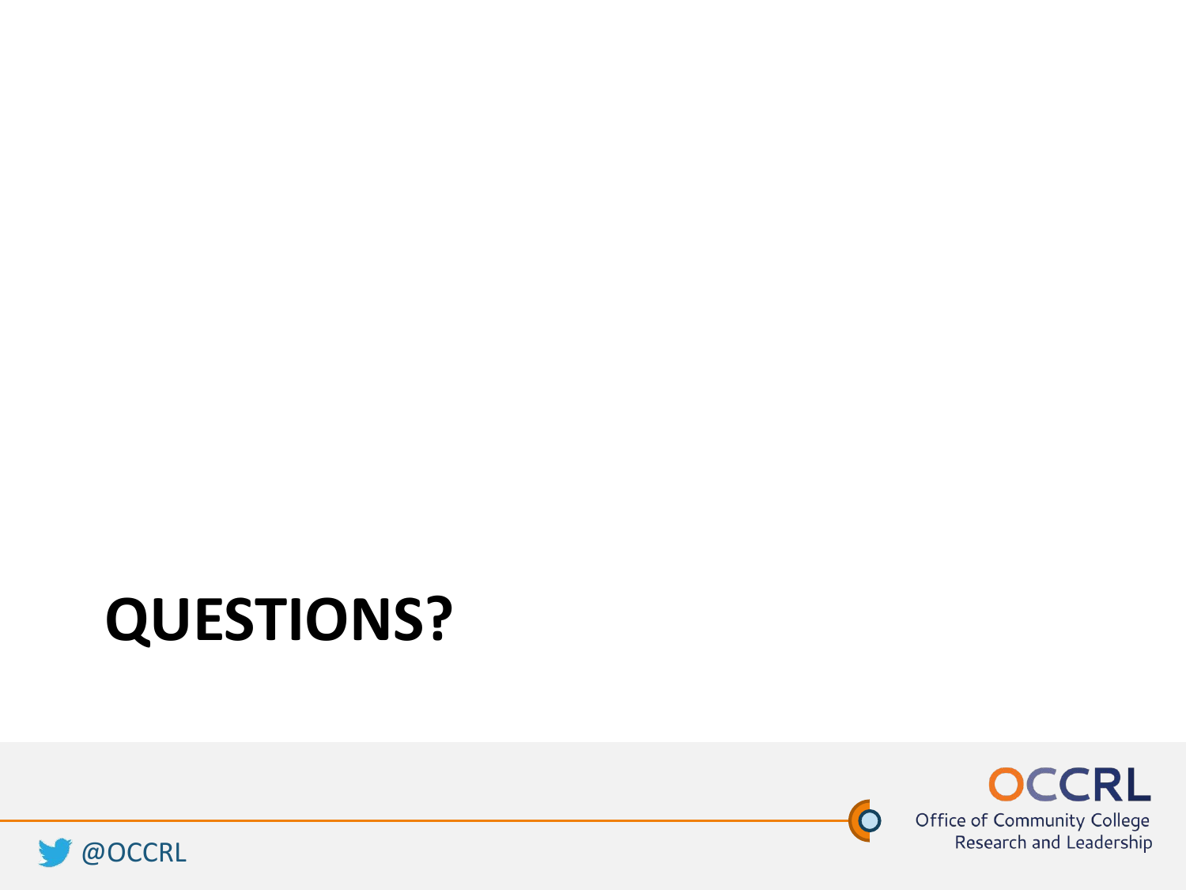# QUESTIONS?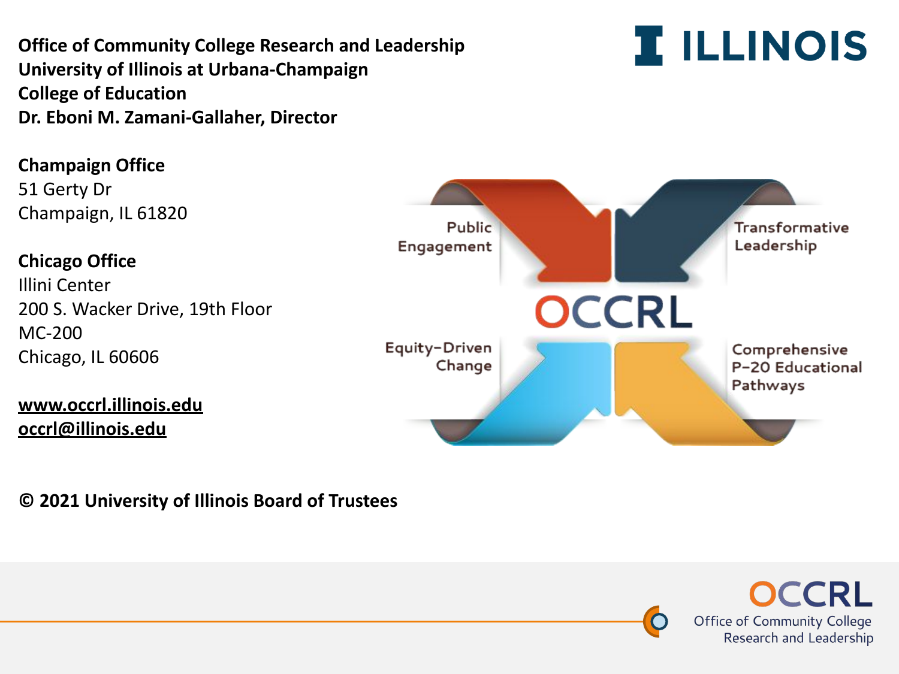**Office of Community College Research and Leadership**
**University of Illinois at Urbana-Champaign**
**College of Education**
**Dr. Eboni M. Zamani-Gallaher, Director**

**Champaign Office**
51 Gerty Dr
Champaign, IL 61820

**Chicago Office**
Illini Center
200 S. Wacker Drive, 19th Floor
MC-200
Chicago, IL 60606

**www.occrl.illinois.edu**
**occrl@illinois.edu**

Public Engagement

Transformative Leadership

OCCRL

Equity-Driven Change

Comprehensive P-20 Educational Pathways

**© 2021 University of Illinois Board of Trustees**

OCCRL
Office of Community College Research and Leadership